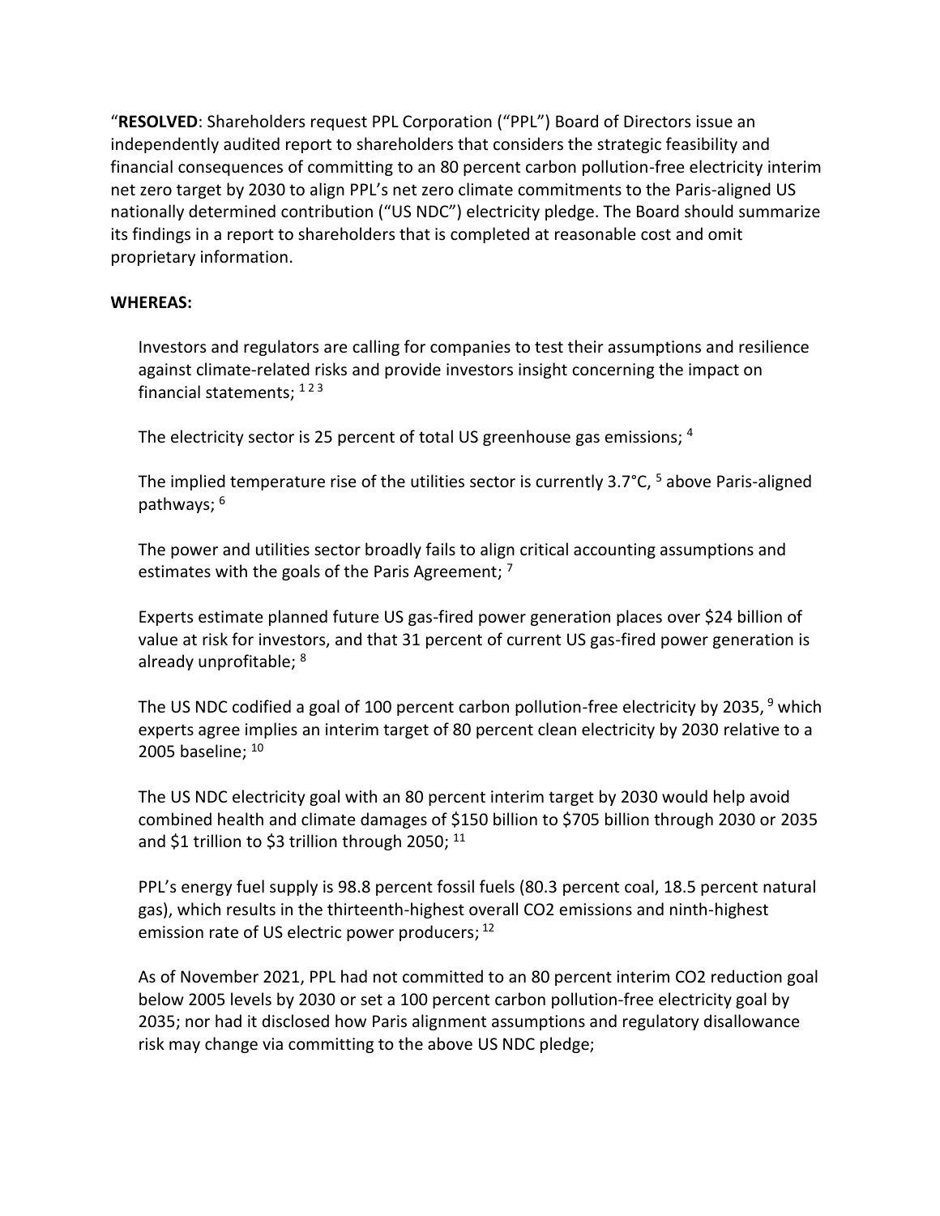"**RESOLVED**: Shareholders request PPL Corporation ("PPL") Board of Directors issue an independently audited report to shareholders that considers the strategic feasibility and financial consequences of committing to an 80 percent carbon pollution-free electricity interim net zero target by 2030 to align PPL's net zero climate commitments to the Paris-aligned US nationally determined contribution ("US NDC") electricity pledge. The Board should summarize its findings in a report to shareholders that is completed at reasonable cost and omit proprietary information.

**WHEREAS:**

Investors and regulators are calling for companies to test their assumptions and resilience against climate-related risks and provide investors insight concerning the impact on financial statements; [1 2 3]

The electricity sector is 25 percent of total US greenhouse gas emissions; [4]

The implied temperature rise of the utilities sector is currently 3.7°C, [5] above Paris-aligned pathways; [6]

The power and utilities sector broadly fails to align critical accounting assumptions and estimates with the goals of the Paris Agreement; [7]

Experts estimate planned future US gas-fired power generation places over $24 billion of value at risk for investors, and that 31 percent of current US gas-fired power generation is already unprofitable; [8]

The US NDC codified a goal of 100 percent carbon pollution-free electricity by 2035, [9] which experts agree implies an interim target of 80 percent clean electricity by 2030 relative to a 2005 baseline; [10]

The US NDC electricity goal with an 80 percent interim target by 2030 would help avoid combined health and climate damages of $150 billion to $705 billion through 2030 or 2035 and $1 trillion to $3 trillion through 2050; [11]

PPL's energy fuel supply is 98.8 percent fossil fuels (80.3 percent coal, 18.5 percent natural gas), which results in the thirteenth-highest overall CO2 emissions and ninth-highest emission rate of US electric power producers; [12]

As of November 2021, PPL had not committed to an 80 percent interim CO2 reduction goal below 2005 levels by 2030 or set a 100 percent carbon pollution-free electricity goal by 2035; nor had it disclosed how Paris alignment assumptions and regulatory disallowance risk may change via committing to the above US NDC pledge;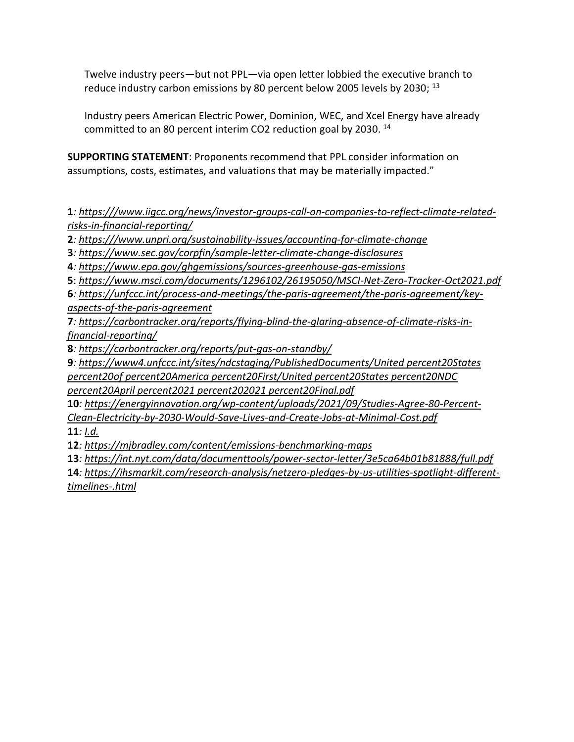Twelve industry peers—but not PPL—via open letter lobbied the executive branch to reduce industry carbon emissions by 80 percent below 2005 levels by 2030; [13]

Industry peers American Electric Power, Dominion, WEC, and Xcel Energy have already committed to an 80 percent interim $CO_2$ reduction goal by 2030. [14]

**SUPPORTING STATEMENT**: Proponents recommend that PPL consider information on assumptions, costs, estimates, and valuations that may be materially impacted."

**1**: *https:///www.iigcc.org/news/investor-groups-call-on-companies-to-reflect-climate-related-risks-in-financial-reporting/*

**2**: *https:///www.unpri.org/sustainability-issues/accounting-for-climate-change*

**3**: *https://www.sec.gov/corpfin/sample-letter-climate-change-disclosures*

**4**: *https://www.epa.gov/ghgemissions/sources-greenhouse-gas-emissions*

**5**: *https://www.msci.com/documents/1296102/26195050/MSCI-Net-Zero-Tracker-Oct2021.pdf*

**6**: *https://unfccc.int/process-and-meetings/the-paris-agreement/the-paris-agreement/key-aspects-of-the-paris-agreement*

**7**: *https://carbontracker.org/reports/flying-blind-the-glaring-absence-of-climate-risks-in-financial-reporting/*

**8**: *https://carbontracker.org/reports/put-gas-on-standby/*

**9**: *https://www4.unfccc.int/sites/ndcstaging/PublishedDocuments/United percent20States percent20of percent20America percent20First/United percent20States percent20NDC percent20April percent2021 percent202021 percent20Final.pdf*

**10**: *https://energyinnovation.org/wp-content/uploads/2021/09/Studies-Agree-80-Percent-Clean-Electricity-by-2030-Would-Save-Lives-and-Create-Jobs-at-Minimal-Cost.pdf*

**11**: *I.d.*

**12**: *https://mjbradley.com/content/emissions-benchmarking-maps*

**13**: *https://int.nyt.com/data/documenttools/power-sector-letter/3e5ca64b01b81888/full.pdf*

**14**: *https://ihsmarkit.com/research-analysis/netzero-pledges-by-us-utilities-spotlight-different-timelines-.html*